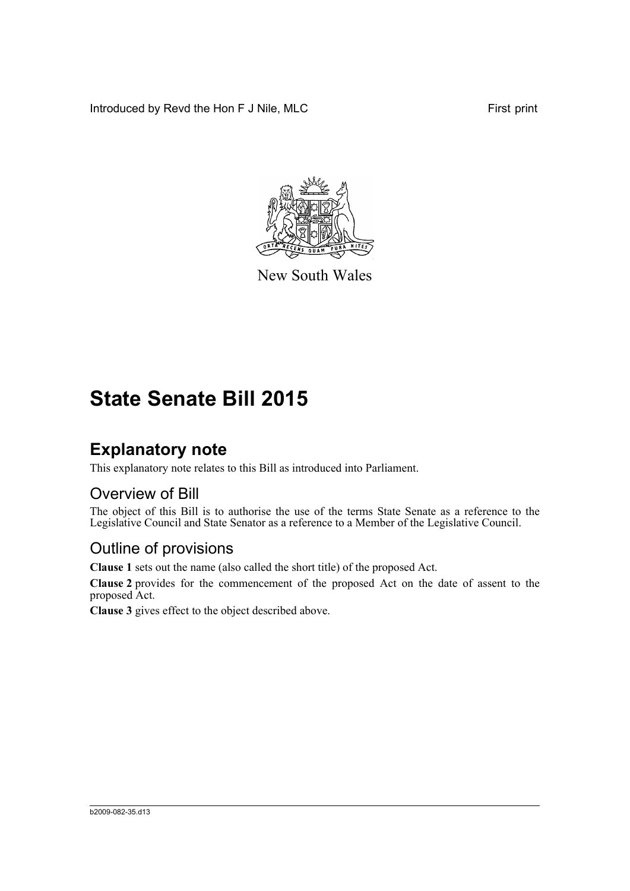Introduced by Revd the Hon F J Nile, MLC First print

New South Wales

# State Senate Bill 2015

## Explanatory note

This explanatory note relates to this Bill as introduced into Parliament.

### Overview of Bill

The object of this Bill is to authorise the use of the terms State Senate as a reference to the Legislative Council and State Senator as a reference to a Member of the Legislative Council.

### Outline of provisions

**Clause 1** sets out the name (also called the short title) of the proposed Act.

**Clause 2** provides for the commencement of the proposed Act on the date of assent to the proposed Act.

**Clause 3** gives effect to the object described above.

b2009-082-35.d13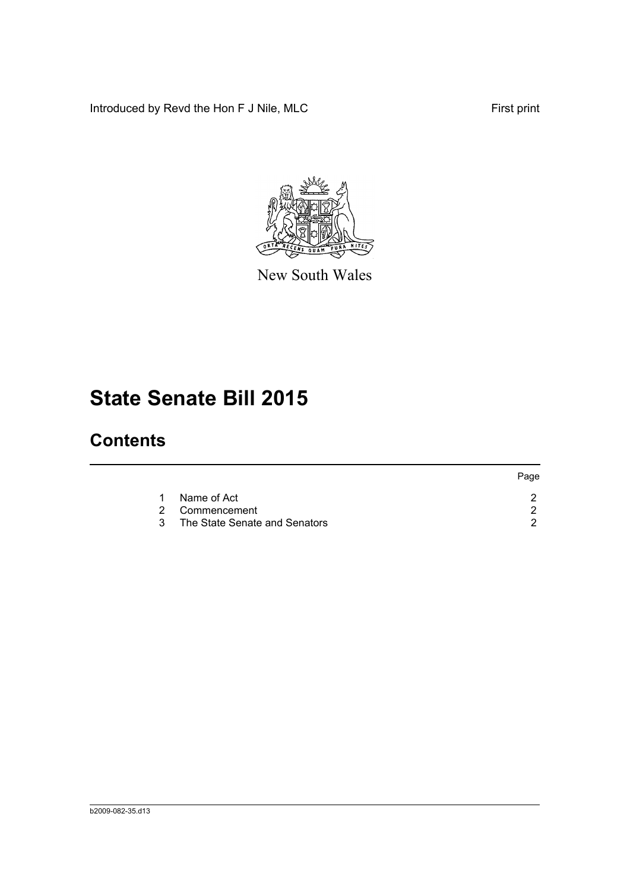Introduced by Revd the Hon F J Nile, MLC First print

New South Wales

# State Senate Bill 2015

## Contents

| | | Page |
|---|---|---|
| 1 | Name of Act | 2 |
| 2 | Commencement | 2 |
| 3 | The State Senate and Senators | 2 |

b2009-082-35.d13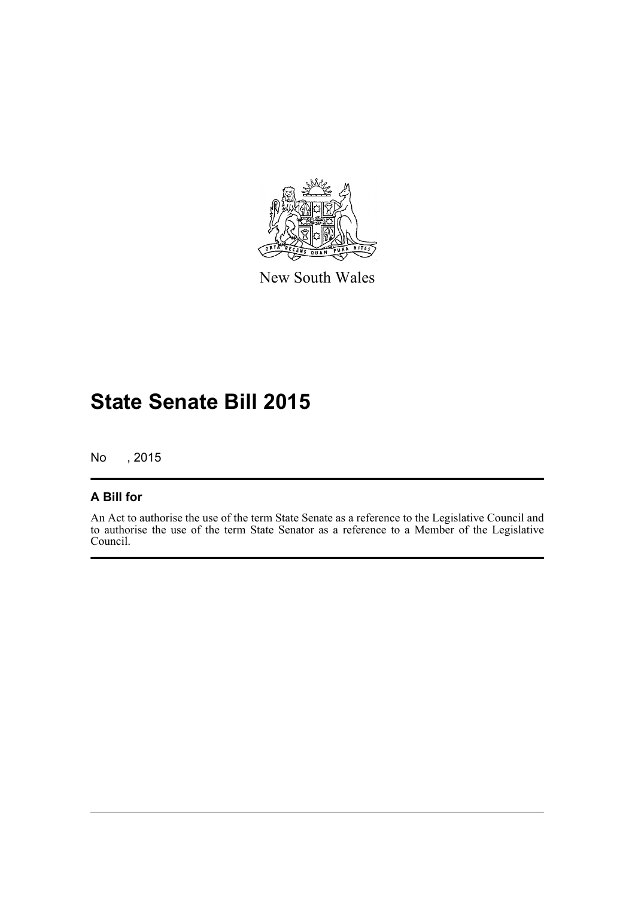New South Wales

# State Senate Bill 2015

No , 2015

## A Bill for

An Act to authorise the use of the term State Senate as a reference to the Legislative Council and to authorise the use of the term State Senator as a reference to a Member of the Legislative Council.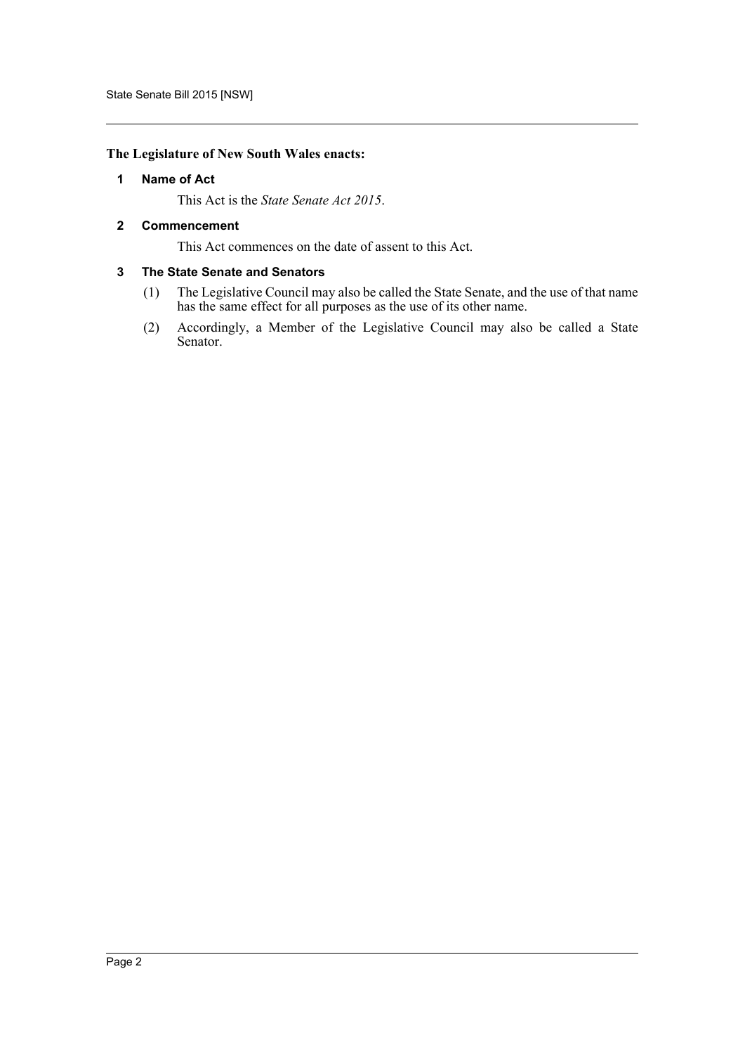**The Legislature of New South Wales enacts:**

### 1 Name of Act

This Act is the *State Senate Act 2015*.

### 2 Commencement

This Act commences on the date of assent to this Act.

### 3 The State Senate and Senators

(1) The Legislative Council may also be called the State Senate, and the use of that name has the same effect for all purposes as the use of its other name.

(2) Accordingly, a Member of the Legislative Council may also be called a State Senator.